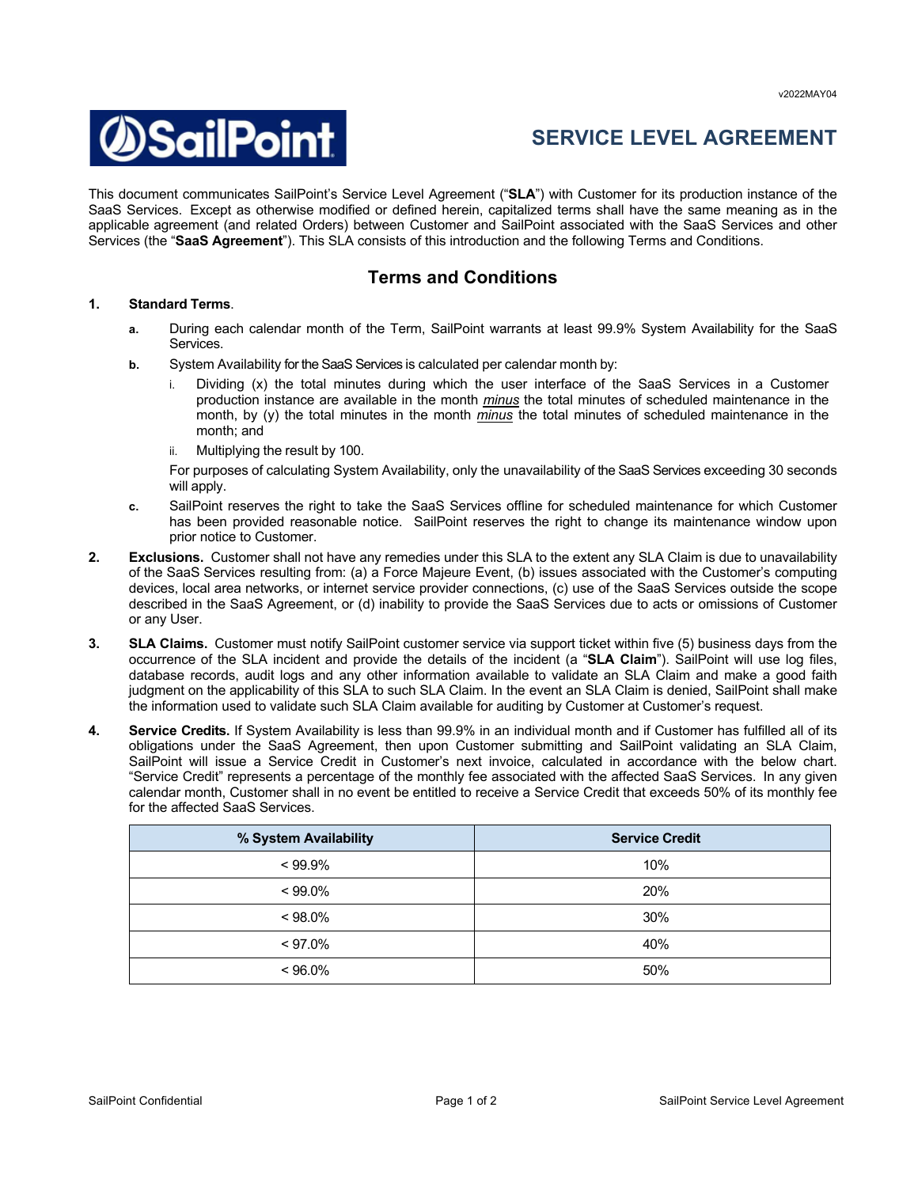v2022MAY04

# SailPoint

# SERVICE LEVEL AGREEMENT

This document communicates SailPoint's Service Level Agreement ("**SLA**") with Customer for its production instance of the SaaS Services. Except as otherwise modified or defined herein, capitalized terms shall have the same meaning as in the applicable agreement (and related Orders) between Customer and SailPoint associated with the SaaS Services and other Services (the "**SaaS Agreement**"). This SLA consists of this introduction and the following Terms and Conditions.

## Terms and Conditions

**1. Standard Terms**.

- **a.** During each calendar month of the Term, SailPoint warrants at least 99.9% System Availability for the SaaS Services.
- **b.** System Availability for the SaaS Services is calculated per calendar month by:
  - i. Dividing (x) the total minutes during which the user interface of the SaaS Services in a Customer production instance are available in the month *minus* the total minutes of scheduled maintenance in the month, by (y) the total minutes in the month *minus* the total minutes of scheduled maintenance in the month; and
  - ii. Multiplying the result by 100.

  For purposes of calculating System Availability, only the unavailability of the SaaS Services exceeding 30 seconds will apply.
- **c.** SailPoint reserves the right to take the SaaS Services offline for scheduled maintenance for which Customer has been provided reasonable notice. SailPoint reserves the right to change its maintenance window upon prior notice to Customer.

**2. Exclusions.** Customer shall not have any remedies under this SLA to the extent any SLA Claim is due to unavailability of the SaaS Services resulting from: (a) a Force Majeure Event, (b) issues associated with the Customer's computing devices, local area networks, or internet service provider connections, (c) use of the SaaS Services outside the scope described in the SaaS Agreement, or (d) inability to provide the SaaS Services due to acts or omissions of Customer or any User.

**3. SLA Claims.** Customer must notify SailPoint customer service via support ticket within five (5) business days from the occurrence of the SLA incident and provide the details of the incident (a "**SLA Claim**"). SailPoint will use log files, database records, audit logs and any other information available to validate an SLA Claim and make a good faith judgment on the applicability of this SLA to such SLA Claim. In the event an SLA Claim is denied, SailPoint shall make the information used to validate such SLA Claim available for auditing by Customer at Customer's request.

**4. Service Credits.** If System Availability is less than 99.9% in an individual month and if Customer has fulfilled all of its obligations under the SaaS Agreement, then upon Customer submitting and SailPoint validating an SLA Claim, SailPoint will issue a Service Credit in Customer's next invoice, calculated in accordance with the below chart. "Service Credit" represents a percentage of the monthly fee associated with the affected SaaS Services. In any given calendar month, Customer shall in no event be entitled to receive a Service Credit that exceeds 50% of its monthly fee for the affected SaaS Services.

| % System Availability | Service Credit |
|---|---|
| < 99.9% | 10% |
| < 99.0% | 20% |
| < 98.0% | 30% |
| < 97.0% | 40% |
| < 96.0% | 50% |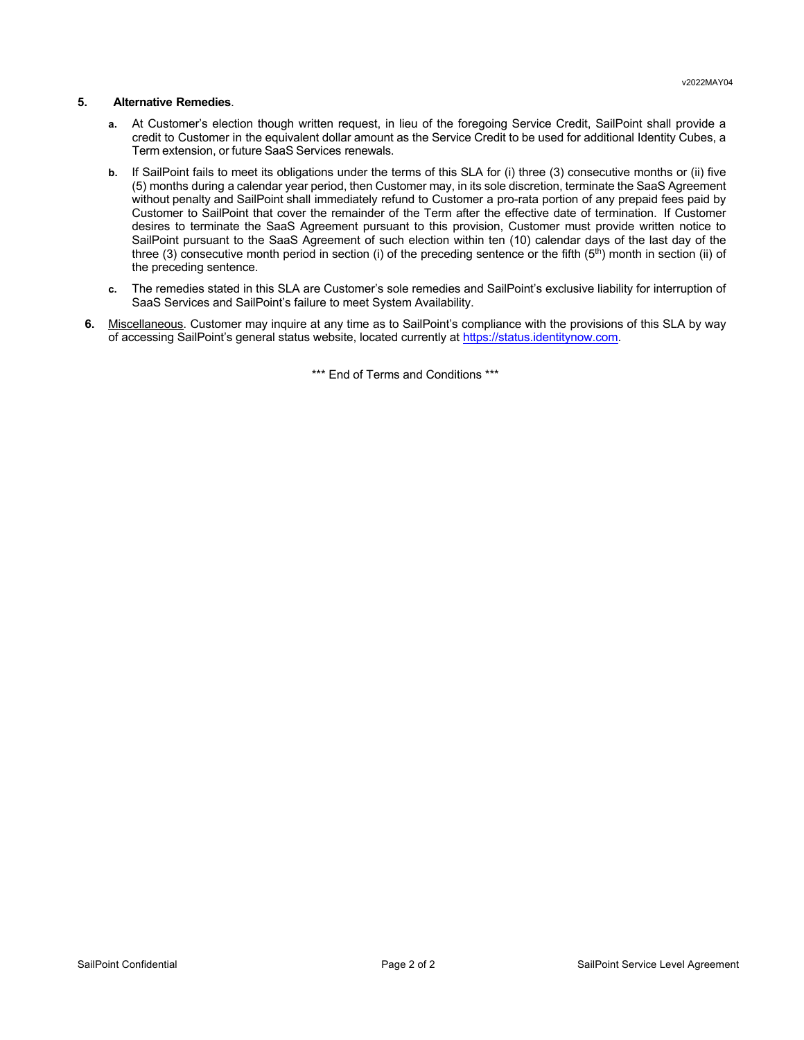## 5. **Alternative Remedies**.

**a.** At Customer's election though written request, in lieu of the foregoing Service Credit, SailPoint shall provide a credit to Customer in the equivalent dollar amount as the Service Credit to be used for additional Identity Cubes, a Term extension, or future SaaS Services renewals.

**b.** If SailPoint fails to meet its obligations under the terms of this SLA for (i) three (3) consecutive months or (ii) five (5) months during a calendar year period, then Customer may, in its sole discretion, terminate the SaaS Agreement without penalty and SailPoint shall immediately refund to Customer a pro-rata portion of any prepaid fees paid by Customer to SailPoint that cover the remainder of the Term after the effective date of termination. If Customer desires to terminate the SaaS Agreement pursuant to this provision, Customer must provide written notice to SailPoint pursuant to the SaaS Agreement of such election within ten (10) calendar days of the last day of the three (3) consecutive month period in section (i) of the preceding sentence or the fifth (5th) month in section (ii) of the preceding sentence.

**c.** The remedies stated in this SLA are Customer's sole remedies and SailPoint's exclusive liability for interruption of SaaS Services and SailPoint's failure to meet System Availability.

**6.** Miscellaneous. Customer may inquire at any time as to SailPoint's compliance with the provisions of this SLA by way of accessing SailPoint's general status website, located currently at https://status.identitynow.com.

*** End of Terms and Conditions ***